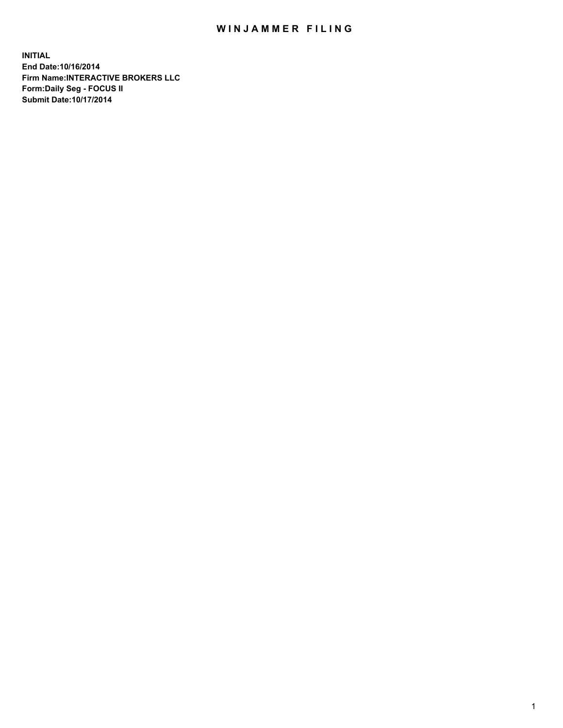# WINJAMMER FILING

**INITIAL**
**End Date:10/16/2014**
**Firm Name:INTERACTIVE BROKERS LLC**
**Form:Daily Seg - FOCUS II**
**Submit Date:10/17/2014**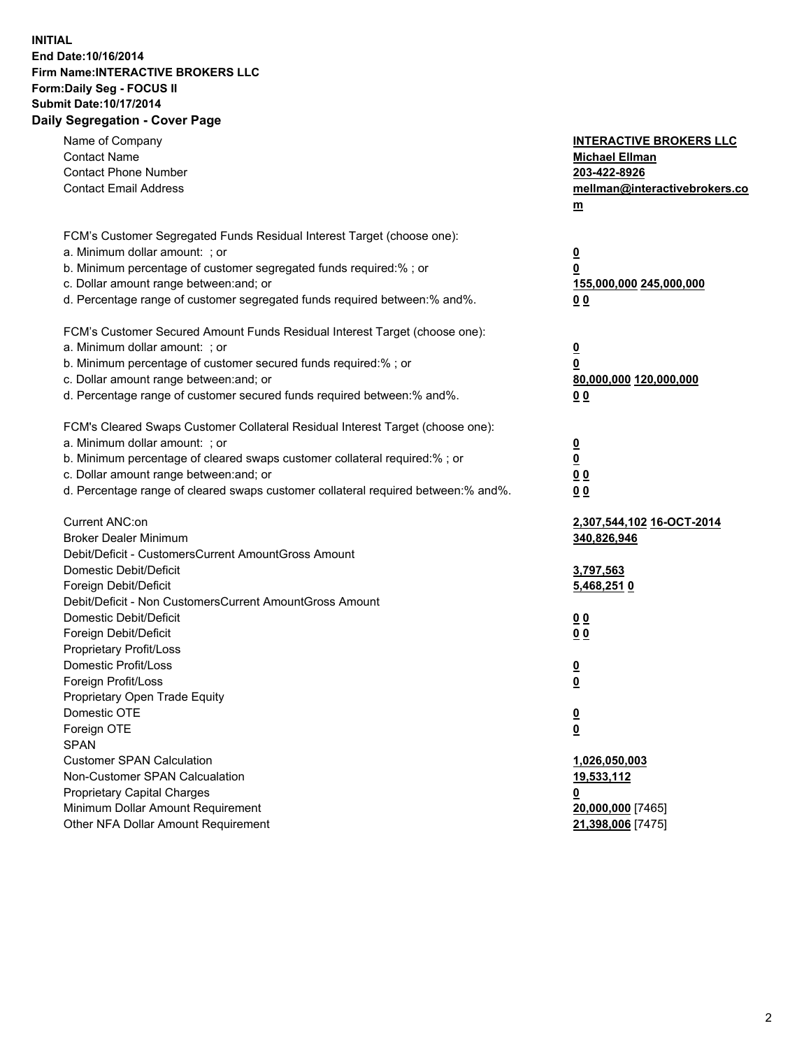**INITIAL**
**End Date:10/16/2014**
**Firm Name:INTERACTIVE BROKERS LLC**
**Form:Daily Seg - FOCUS II**
**Submit Date:10/17/2014**
**Daily Segregation - Cover Page**

| | |
|---|---|
| Name of Company | **INTERACTIVE BROKERS LLC** |
| Contact Name | **Michael Ellman** |
| Contact Phone Number | **203-422-8926** |
| Contact Email Address | **mellman@interactivebrokers.com** |
| FCM's Customer Segregated Funds Residual Interest Target (choose one): | |
| a. Minimum dollar amount: ; or | **0** |
| b. Minimum percentage of customer segregated funds required:% ; or | **0** |
| c. Dollar amount range between:and; or | **155,000,000 245,000,000** |
| d. Percentage range of customer segregated funds required between:% and%. | **0 0** |
| FCM's Customer Secured Amount Funds Residual Interest Target (choose one): | |
| a. Minimum dollar amount: ; or | **0** |
| b. Minimum percentage of customer secured funds required:% ; or | **0** |
| c. Dollar amount range between:and; or | **80,000,000 120,000,000** |
| d. Percentage range of customer secured funds required between:% and%. | **0 0** |
| FCM's Cleared Swaps Customer Collateral Residual Interest Target (choose one): | |
| a. Minimum dollar amount: ; or | **0** |
| b. Minimum percentage of cleared swaps customer collateral required:% ; or | **0** |
| c. Dollar amount range between:and; or | **0 0** |
| d. Percentage range of cleared swaps customer collateral required between:% and%. | **0 0** |
| Current ANC:on | **2,307,544,102 16-OCT-2014** |
| Broker Dealer Minimum | **340,826,946** |
| Debit/Deficit - CustomersCurrent AmountGross Amount | |
| Domestic Debit/Deficit | **3,797,563** |
| Foreign Debit/Deficit | **5,468,251 0** |
| Debit/Deficit - Non CustomersCurrent AmountGross Amount | |
| Domestic Debit/Deficit | **0 0** |
| Foreign Debit/Deficit | **0 0** |
| Proprietary Profit/Loss | |
| Domestic Profit/Loss | **0** |
| Foreign Profit/Loss | **0** |
| Proprietary Open Trade Equity | |
| Domestic OTE | **0** |
| Foreign OTE | **0** |
| SPAN | |
| Customer SPAN Calculation | **1,026,050,003** |
| Non-Customer SPAN Calcualation | **19,533,112** |
| Proprietary Capital Charges | **0** |
| Minimum Dollar Amount Requirement | **20,000,000** [7465] |
| Other NFA Dollar Amount Requirement | **21,398,006** [7475] |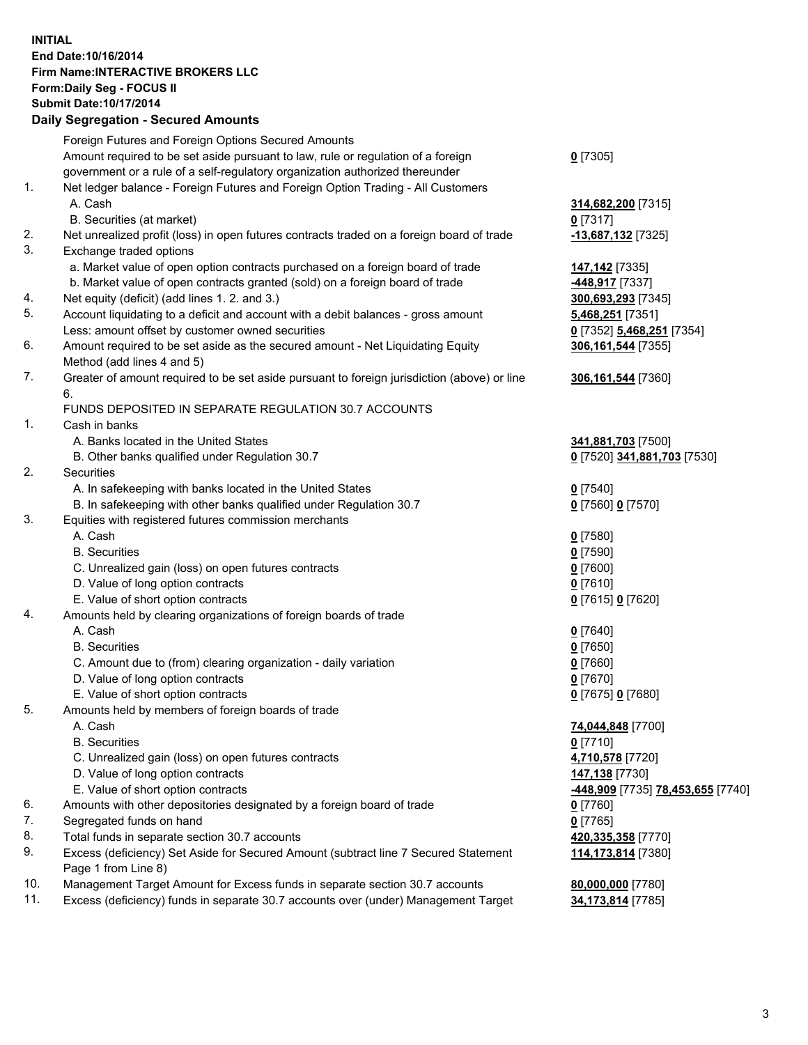**INITIAL**
**End Date:10/16/2014**
**Firm Name:INTERACTIVE BROKERS LLC**
**Form:Daily Seg - FOCUS II**
**Submit Date:10/17/2014**

## Daily Segregation - Secured Amounts

| | | |
|---|---|---|
| | Foreign Futures and Foreign Options Secured Amounts | |
| | Amount required to be set aside pursuant to law, rule or regulation of a foreign government or a rule of a self-regulatory organization authorized thereunder | **0** [7305] |
| 1. | Net ledger balance - Foreign Futures and Foreign Option Trading - All Customers | |
| | A. Cash | **314,682,200** [7315] |
| | B. Securities (at market) | **0** [7317] |
| 2. | Net unrealized profit (loss) in open futures contracts traded on a foreign board of trade | **-13,687,132** [7325] |
| 3. | Exchange traded options | |
| | a. Market value of open option contracts purchased on a foreign board of trade | **147,142** [7335] |
| | b. Market value of open contracts granted (sold) on a foreign board of trade | **-448,917** [7337] |
| 4. | Net equity (deficit) (add lines 1. 2. and 3.) | **300,693,293** [7345] |
| 5. | Account liquidating to a deficit and account with a debit balances - gross amount | **5,468,251** [7351] |
| | Less: amount offset by customer owned securities | **0** [7352] **5,468,251** [7354] |
| 6. | Amount required to be set aside as the secured amount - Net Liquidating Equity Method (add lines 4 and 5) | **306,161,544** [7355] |
| 7. | Greater of amount required to be set aside pursuant to foreign jurisdiction (above) or line 6. | **306,161,544** [7360] |
| | FUNDS DEPOSITED IN SEPARATE REGULATION 30.7 ACCOUNTS | |
| 1. | Cash in banks | |
| | A. Banks located in the United States | **341,881,703** [7500] |
| | B. Other banks qualified under Regulation 30.7 | **0** [7520] **341,881,703** [7530] |
| 2. | Securities | |
| | A. In safekeeping with banks located in the United States | **0** [7540] |
| | B. In safekeeping with other banks qualified under Regulation 30.7 | **0** [7560] **0** [7570] |
| 3. | Equities with registered futures commission merchants | |
| | A. Cash | **0** [7580] |
| | B. Securities | **0** [7590] |
| | C. Unrealized gain (loss) on open futures contracts | **0** [7600] |
| | D. Value of long option contracts | **0** [7610] |
| | E. Value of short option contracts | **0** [7615] **0** [7620] |
| 4. | Amounts held by clearing organizations of foreign boards of trade | |
| | A. Cash | **0** [7640] |
| | B. Securities | **0** [7650] |
| | C. Amount due to (from) clearing organization - daily variation | **0** [7660] |
| | D. Value of long option contracts | **0** [7670] |
| | E. Value of short option contracts | **0** [7675] **0** [7680] |
| 5. | Amounts held by members of foreign boards of trade | |
| | A. Cash | **74,044,848** [7700] |
| | B. Securities | **0** [7710] |
| | C. Unrealized gain (loss) on open futures contracts | **4,710,578** [7720] |
| | D. Value of long option contracts | **147,138** [7730] |
| | E. Value of short option contracts | **-448,909** [7735] **78,453,655** [7740] |
| 6. | Amounts with other depositories designated by a foreign board of trade | **0** [7760] |
| 7. | Segregated funds on hand | **0** [7765] |
| 8. | Total funds in separate section 30.7 accounts | **420,335,358** [7770] |
| 9. | Excess (deficiency) Set Aside for Secured Amount (subtract line 7 Secured Statement Page 1 from Line 8) | **114,173,814** [7380] |
| 10. | Management Target Amount for Excess funds in separate section 30.7 accounts | **80,000,000** [7780] |
| 11. | Excess (deficiency) funds in separate 30.7 accounts over (under) Management Target | **34,173,814** [7785] |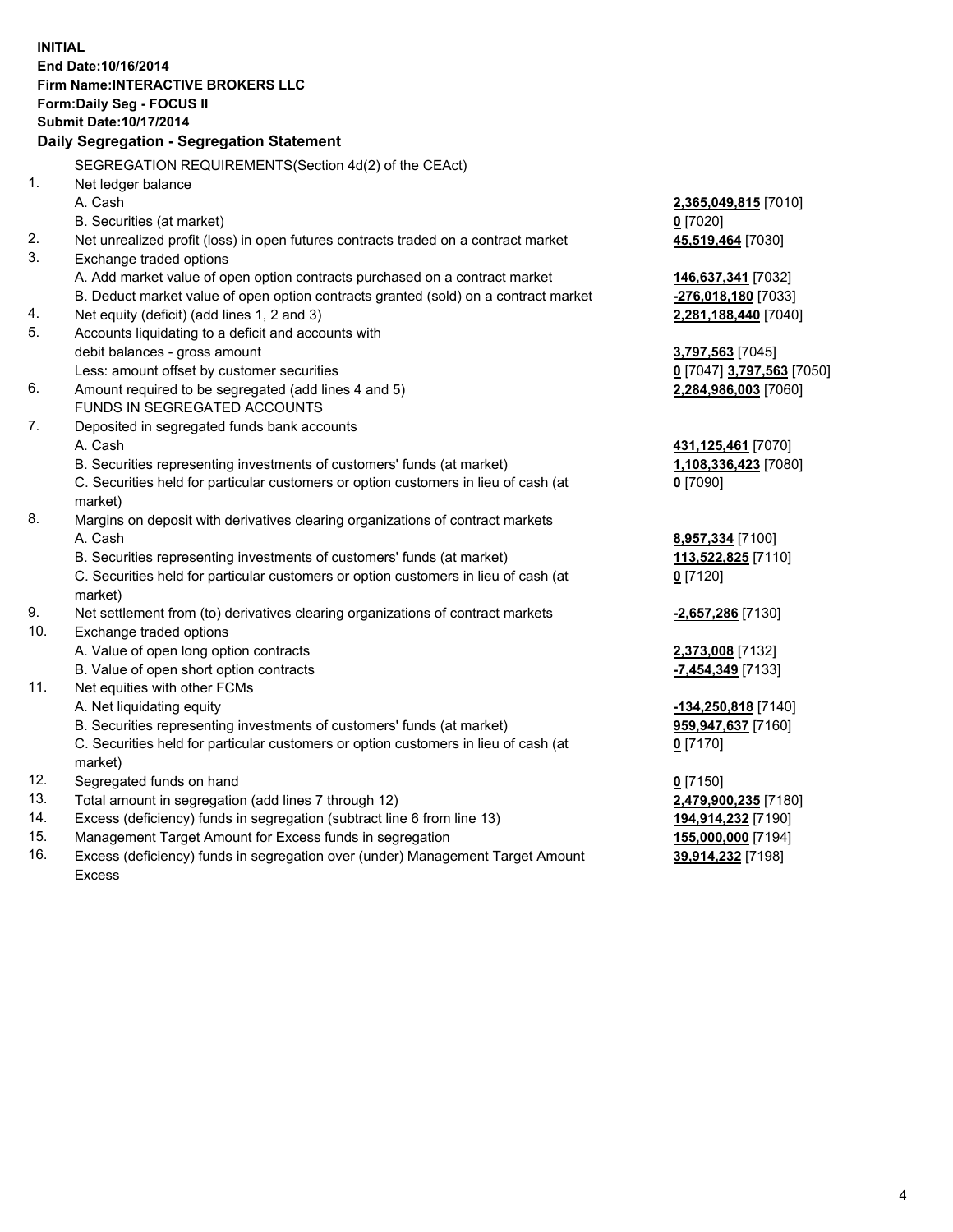**INITIAL**
**End Date:10/16/2014**
**Firm Name:INTERACTIVE BROKERS LLC**
**Form:Daily Seg - FOCUS II**
**Submit Date:10/17/2014**
**Daily Segregation - Segregation Statement**

SEGREGATION REQUIREMENTS(Section 4d(2) of the CEAct)

| | | |
|---|---|---|
| 1. | Net ledger balance | |
| | A. Cash | **2,365,049,815** [7010] |
| | B. Securities (at market) | **0** [7020] |
| 2. | Net unrealized profit (loss) in open futures contracts traded on a contract market | **45,519,464** [7030] |
| 3. | Exchange traded options | |
| | A. Add market value of open option contracts purchased on a contract market | **146,637,341** [7032] |
| | B. Deduct market value of open option contracts granted (sold) on a contract market | **-276,018,180** [7033] |
| 4. | Net equity (deficit) (add lines 1, 2 and 3) | **2,281,188,440** [7040] |
| 5. | Accounts liquidating to a deficit and accounts with debit balances - gross amount | **3,797,563** [7045] |
| | Less: amount offset by customer securities | **0** [7047] **3,797,563** [7050] |
| 6. | Amount required to be segregated (add lines 4 and 5) | **2,284,986,003** [7060] |
| | FUNDS IN SEGREGATED ACCOUNTS | |
| 7. | Deposited in segregated funds bank accounts | |
| | A. Cash | **431,125,461** [7070] |
| | B. Securities representing investments of customers' funds (at market) | **1,108,336,423** [7080] |
| | C. Securities held for particular customers or option customers in lieu of cash (at market) | **0** [7090] |
| 8. | Margins on deposit with derivatives clearing organizations of contract markets | |
| | A. Cash | **8,957,334** [7100] |
| | B. Securities representing investments of customers' funds (at market) | **113,522,825** [7110] |
| | C. Securities held for particular customers or option customers in lieu of cash (at market) | **0** [7120] |
| 9. | Net settlement from (to) derivatives clearing organizations of contract markets | **-2,657,286** [7130] |
| 10. | Exchange traded options | |
| | A. Value of open long option contracts | **2,373,008** [7132] |
| | B. Value of open short option contracts | **-7,454,349** [7133] |
| 11. | Net equities with other FCMs | |
| | A. Net liquidating equity | **-134,250,818** [7140] |
| | B. Securities representing investments of customers' funds (at market) | **959,947,637** [7160] |
| | C. Securities held for particular customers or option customers in lieu of cash (at market) | **0** [7170] |
| 12. | Segregated funds on hand | **0** [7150] |
| 13. | Total amount in segregation (add lines 7 through 12) | **2,479,900,235** [7180] |
| 14. | Excess (deficiency) funds in segregation (subtract line 6 from line 13) | **194,914,232** [7190] |
| 15. | Management Target Amount for Excess funds in segregation | **155,000,000** [7194] |
| 16. | Excess (deficiency) funds in segregation over (under) Management Target Amount Excess | **39,914,232** [7198] |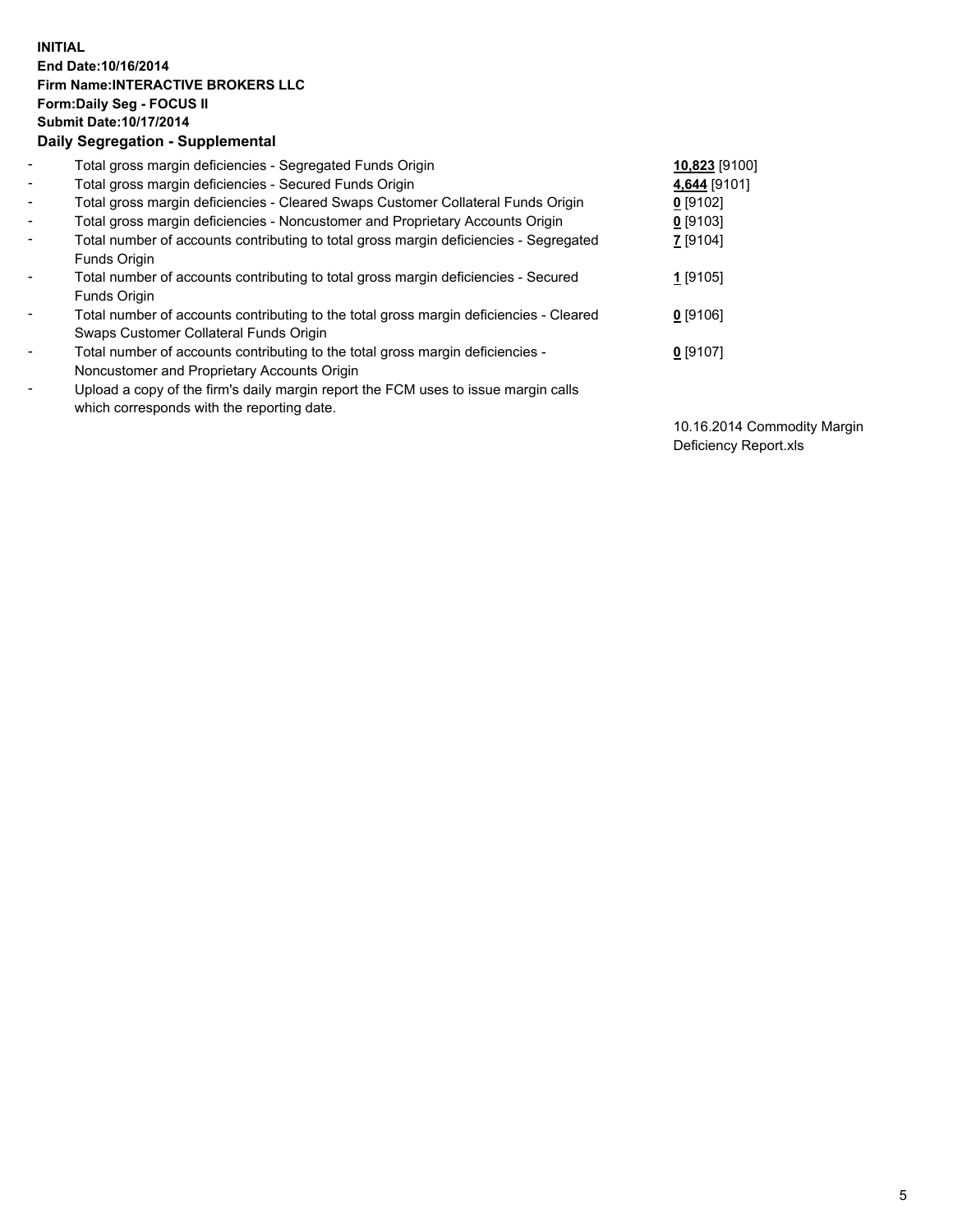**INITIAL**
**End Date:10/16/2014**
**Firm Name:INTERACTIVE BROKERS LLC**
**Form:Daily Seg - FOCUS II**
**Submit Date:10/17/2014**
**Daily Segregation - Supplemental**

| | | |
|---|---|---|
| - | Total gross margin deficiencies - Segregated Funds Origin | **10,823** [9100] |
| - | Total gross margin deficiencies - Secured Funds Origin | **4,644** [9101] |
| - | Total gross margin deficiencies - Cleared Swaps Customer Collateral Funds Origin | **0** [9102] |
| - | Total gross margin deficiencies - Noncustomer and Proprietary Accounts Origin | **0** [9103] |
| - | Total number of accounts contributing to total gross margin deficiencies - Segregated Funds Origin | **7** [9104] |
| - | Total number of accounts contributing to total gross margin deficiencies - Secured Funds Origin | **1** [9105] |
| - | Total number of accounts contributing to the total gross margin deficiencies - Cleared Swaps Customer Collateral Funds Origin | **0** [9106] |
| - | Total number of accounts contributing to the total gross margin deficiencies - Noncustomer and Proprietary Accounts Origin | **0** [9107] |
| - | Upload a copy of the firm's daily margin report the FCM uses to issue margin calls which corresponds with the reporting date. | 10.16.2014 Commodity Margin Deficiency Report.xls |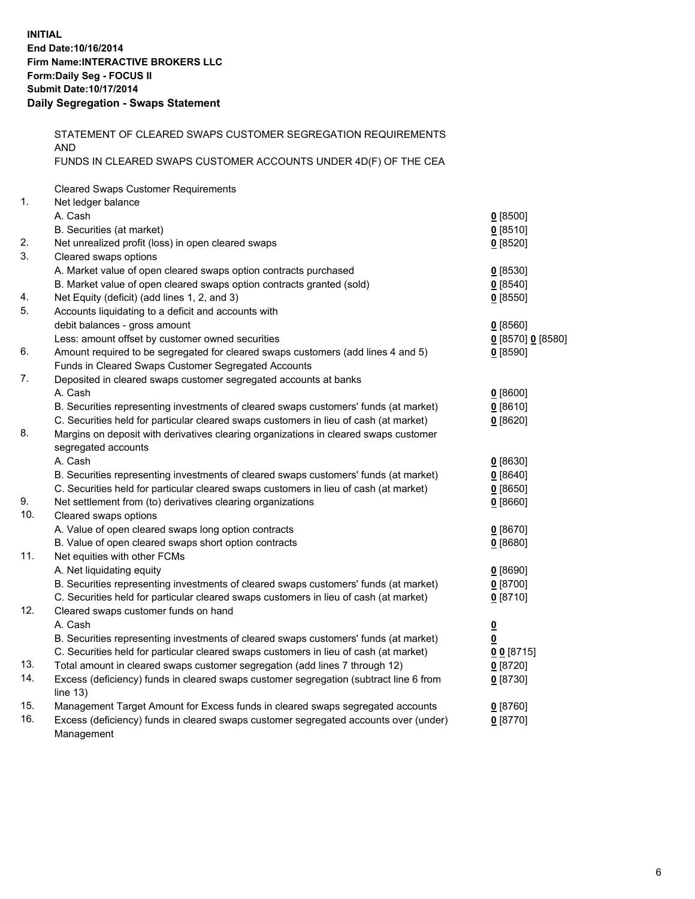**INITIAL**
**End Date:10/16/2014**
**Firm Name:INTERACTIVE BROKERS LLC**
**Form:Daily Seg - FOCUS II**
**Submit Date:10/17/2014**
**Daily Segregation - Swaps Statement**

STATEMENT OF CLEARED SWAPS CUSTOMER SEGREGATION REQUIREMENTS AND FUNDS IN CLEARED SWAPS CUSTOMER ACCOUNTS UNDER 4D(F) OF THE CEA

| | | |
|---|---|---|
| | Cleared Swaps Customer Requirements | |
| 1. | Net ledger balance | |
| | A. Cash | 0 [8500] |
| | B. Securities (at market) | 0 [8510] |
| 2. | Net unrealized profit (loss) in open cleared swaps | 0 [8520] |
| 3. | Cleared swaps options | |
| | A. Market value of open cleared swaps option contracts purchased | 0 [8530] |
| | B. Market value of open cleared swaps option contracts granted (sold) | 0 [8540] |
| 4. | Net Equity (deficit) (add lines 1, 2, and 3) | 0 [8550] |
| 5. | Accounts liquidating to a deficit and accounts with debit balances - gross amount | 0 [8560] |
| | Less: amount offset by customer owned securities | 0 [8570] 0 [8580] |
| 6. | Amount required to be segregated for cleared swaps customers (add lines 4 and 5) | 0 [8590] |
| | Funds in Cleared Swaps Customer Segregated Accounts | |
| 7. | Deposited in cleared swaps customer segregated accounts at banks | |
| | A. Cash | 0 [8600] |
| | B. Securities representing investments of cleared swaps customers' funds (at market) | 0 [8610] |
| | C. Securities held for particular cleared swaps customers in lieu of cash (at market) | 0 [8620] |
| 8. | Margins on deposit with derivatives clearing organizations in cleared swaps customer segregated accounts | |
| | A. Cash | 0 [8630] |
| | B. Securities representing investments of cleared swaps customers' funds (at market) | 0 [8640] |
| | C. Securities held for particular cleared swaps customers in lieu of cash (at market) | 0 [8650] |
| 9. | Net settlement from (to) derivatives clearing organizations | 0 [8660] |
| 10. | Cleared swaps options | |
| | A. Value of open cleared swaps long option contracts | 0 [8670] |
| | B. Value of open cleared swaps short option contracts | 0 [8680] |
| 11. | Net equities with other FCMs | |
| | A. Net liquidating equity | 0 [8690] |
| | B. Securities representing investments of cleared swaps customers' funds (at market) | 0 [8700] |
| | C. Securities held for particular cleared swaps customers in lieu of cash (at market) | 0 [8710] |
| 12. | Cleared swaps customer funds on hand | |
| | A. Cash | 0 |
| | B. Securities representing investments of cleared swaps customers' funds (at market) | 0 |
| | C. Securities held for particular cleared swaps customers in lieu of cash (at market) | 0 0 [8715] |
| 13. | Total amount in cleared swaps customer segregation (add lines 7 through 12) | 0 [8720] |
| 14. | Excess (deficiency) funds in cleared swaps customer segregation (subtract line 6 from line 13) | 0 [8730] |
| 15. | Management Target Amount for Excess funds in cleared swaps segregated accounts | 0 [8760] |
| 16. | Excess (deficiency) funds in cleared swaps customer segregated accounts over (under) Management | 0 [8770] |